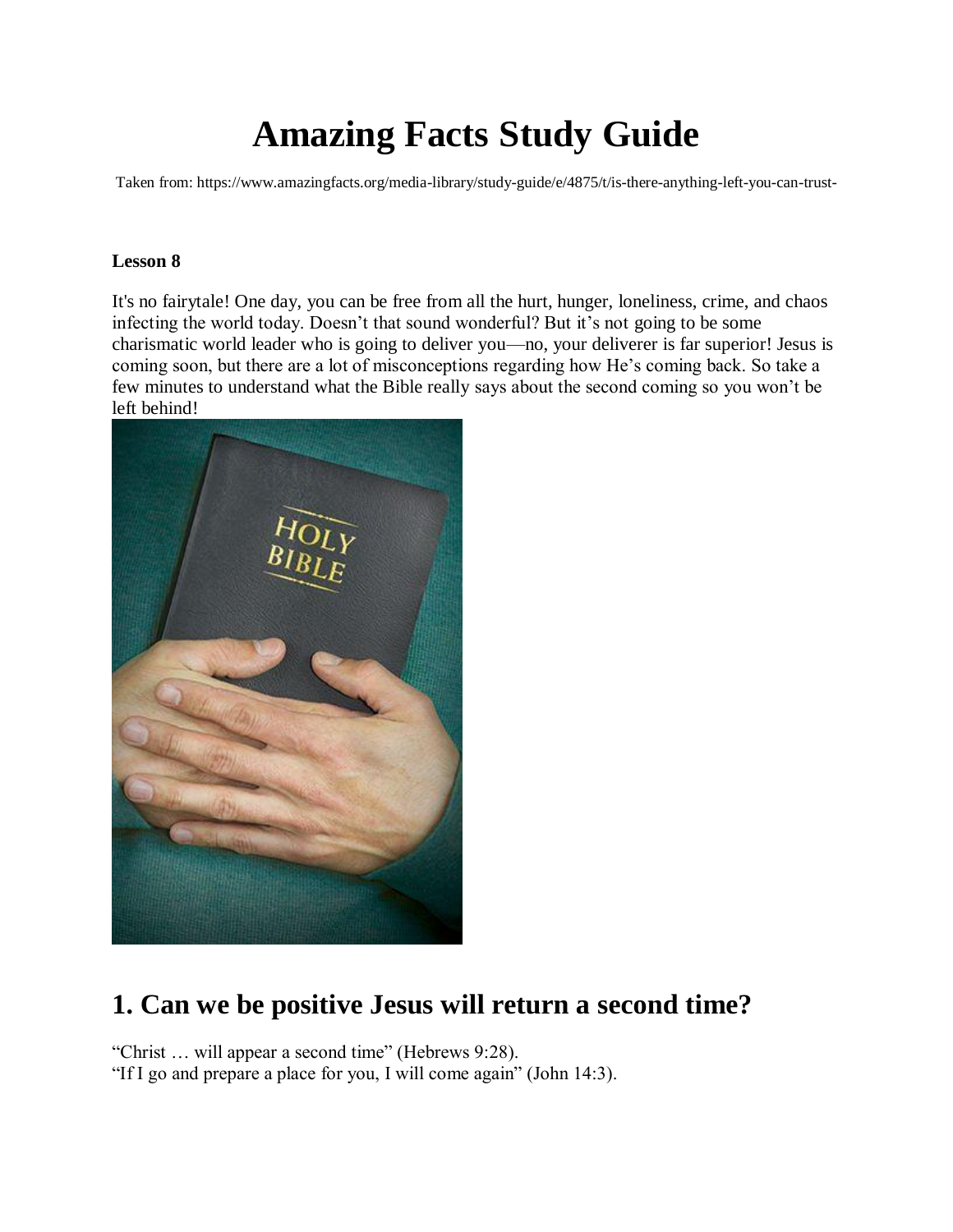# Amazing Facts Study Guide

Taken from: https://www.amazingfacts.org/media-library/study-guide/e/4875/t/is-there-anything-left-you-can-trust-

**Lesson 8**

It's no fairytale! One day, you can be free from all the hurt, hunger, loneliness, crime, and chaos infecting the world today. Doesn't that sound wonderful? But it's not going to be some charismatic world leader who is going to deliver you—no, your deliverer is far superior! Jesus is coming soon, but there are a lot of misconceptions regarding how He's coming back. So take a few minutes to understand what the Bible really says about the second coming so you won't be left behind!

## 1. Can we be positive Jesus will return a second time?

"Christ … will appear a second time" (Hebrews 9:28).
"If I go and prepare a place for you, I will come again" (John 14:3).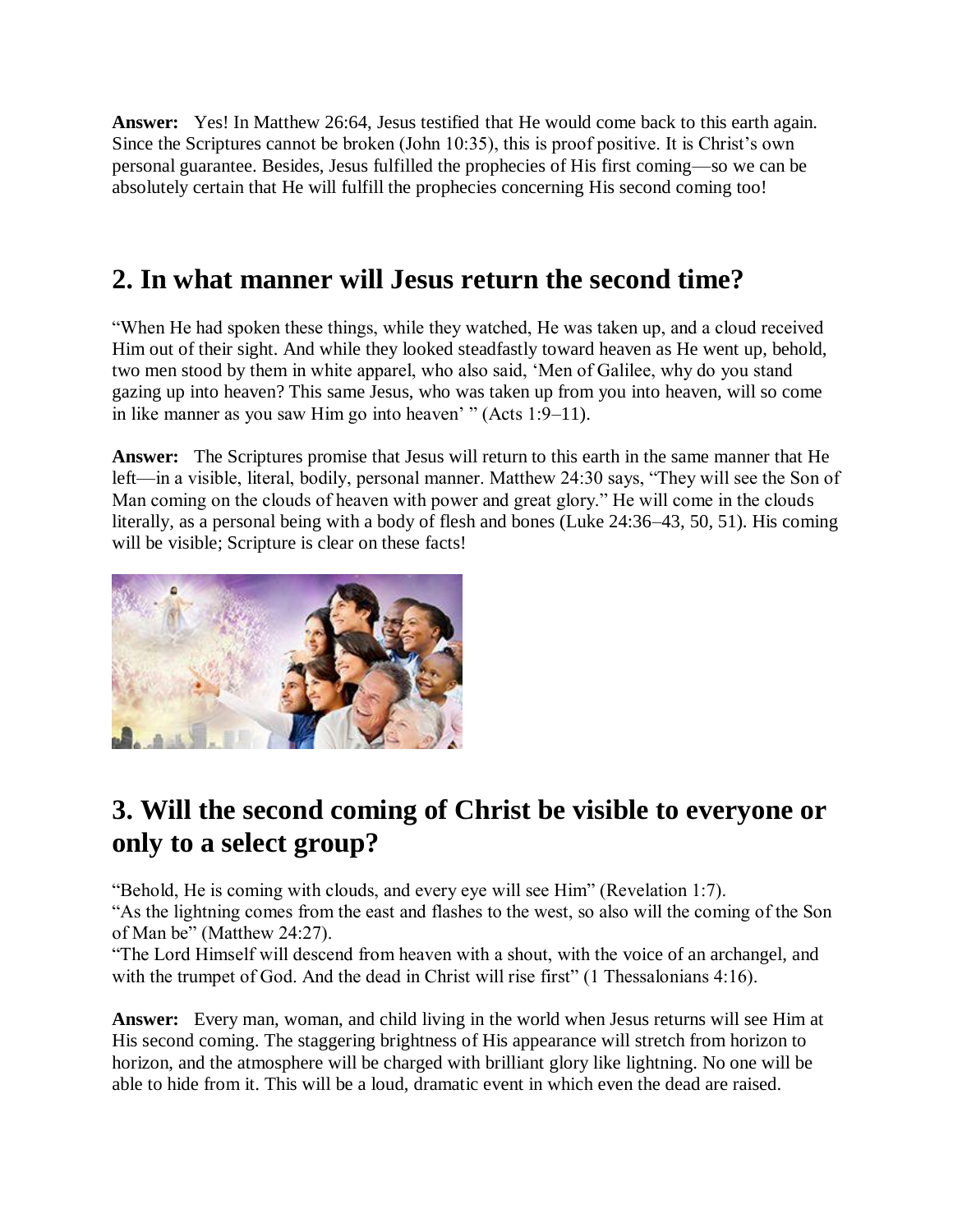**Answer:** Yes! In Matthew 26:64, Jesus testified that He would come back to this earth again. Since the Scriptures cannot be broken (John 10:35), this is proof positive. It is Christ's own personal guarantee. Besides, Jesus fulfilled the prophecies of His first coming—so we can be absolutely certain that He will fulfill the prophecies concerning His second coming too!

## 2. In what manner will Jesus return the second time?

"When He had spoken these things, while they watched, He was taken up, and a cloud received Him out of their sight. And while they looked steadfastly toward heaven as He went up, behold, two men stood by them in white apparel, who also said, 'Men of Galilee, why do you stand gazing up into heaven? This same Jesus, who was taken up from you into heaven, will so come in like manner as you saw Him go into heaven' " (Acts 1:9–11).

**Answer:** The Scriptures promise that Jesus will return to this earth in the same manner that He left—in a visible, literal, bodily, personal manner. Matthew 24:30 says, "They will see the Son of Man coming on the clouds of heaven with power and great glory." He will come in the clouds literally, as a personal being with a body of flesh and bones (Luke 24:36–43, 50, 51). His coming will be visible; Scripture is clear on these facts!

## 3. Will the second coming of Christ be visible to everyone or only to a select group?

"Behold, He is coming with clouds, and every eye will see Him" (Revelation 1:7).
"As the lightning comes from the east and flashes to the west, so also will the coming of the Son of Man be" (Matthew 24:27).
"The Lord Himself will descend from heaven with a shout, with the voice of an archangel, and with the trumpet of God. And the dead in Christ will rise first" (1 Thessalonians 4:16).

**Answer:** Every man, woman, and child living in the world when Jesus returns will see Him at His second coming. The staggering brightness of His appearance will stretch from horizon to horizon, and the atmosphere will be charged with brilliant glory like lightning. No one will be able to hide from it. This will be a loud, dramatic event in which even the dead are raised.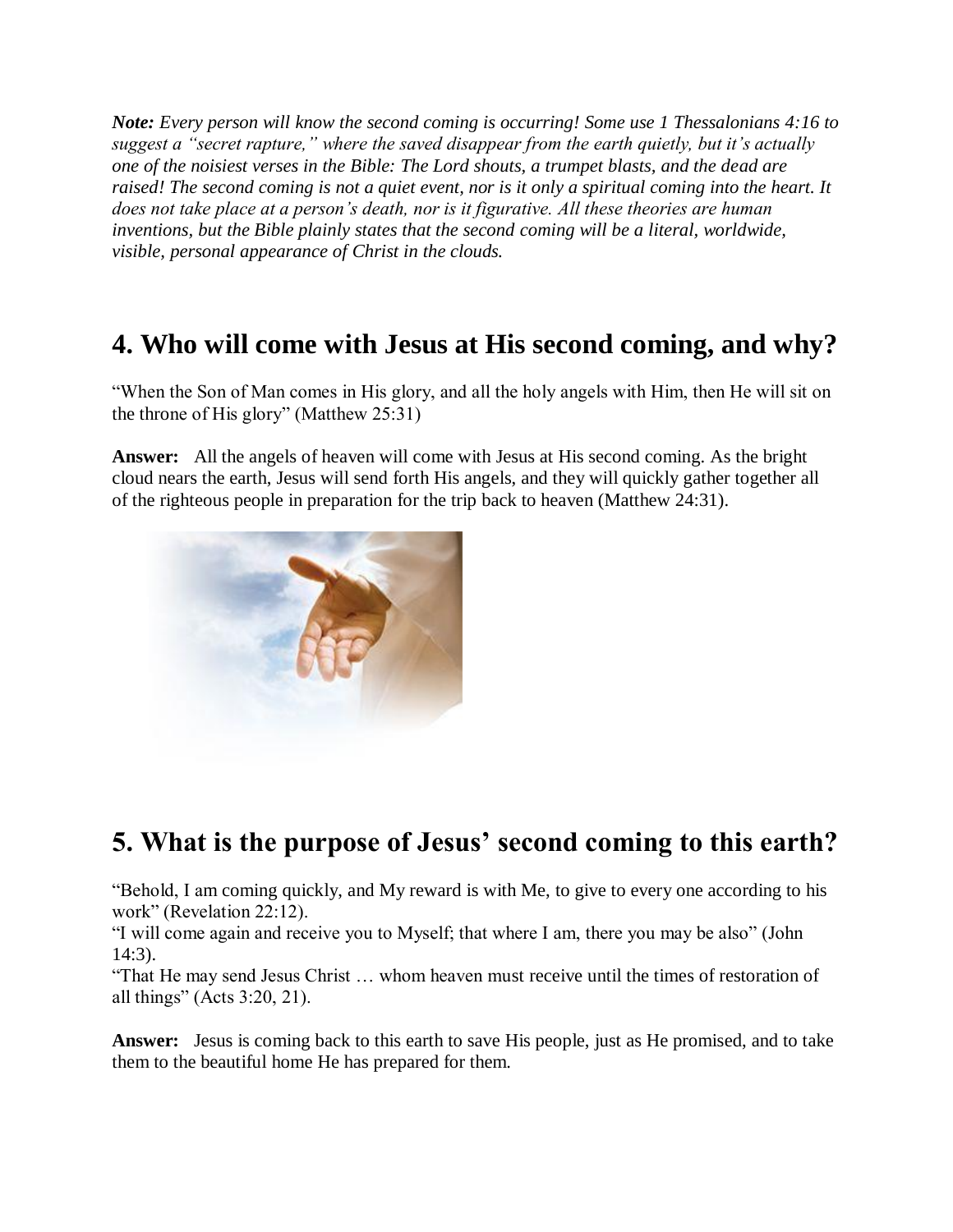***Note:*** *Every person will know the second coming is occurring! Some use 1 Thessalonians 4:16 to suggest a "secret rapture," where the saved disappear from the earth quietly, but it's actually one of the noisiest verses in the Bible: The Lord shouts, a trumpet blasts, and the dead are raised! The second coming is not a quiet event, nor is it only a spiritual coming into the heart. It does not take place at a person's death, nor is it figurative. All these theories are human inventions, but the Bible plainly states that the second coming will be a literal, worldwide, visible, personal appearance of Christ in the clouds.*

## 4. Who will come with Jesus at His second coming, and why?

"When the Son of Man comes in His glory, and all the holy angels with Him, then He will sit on the throne of His glory" (Matthew 25:31)

**Answer:** All the angels of heaven will come with Jesus at His second coming. As the bright cloud nears the earth, Jesus will send forth His angels, and they will quickly gather together all of the righteous people in preparation for the trip back to heaven (Matthew 24:31).

## 5. What is the purpose of Jesus' second coming to this earth?

"Behold, I am coming quickly, and My reward is with Me, to give to every one according to his work" (Revelation 22:12).
"I will come again and receive you to Myself; that where I am, there you may be also" (John 14:3).
"That He may send Jesus Christ … whom heaven must receive until the times of restoration of all things" (Acts 3:20, 21).

**Answer:** Jesus is coming back to this earth to save His people, just as He promised, and to take them to the beautiful home He has prepared for them.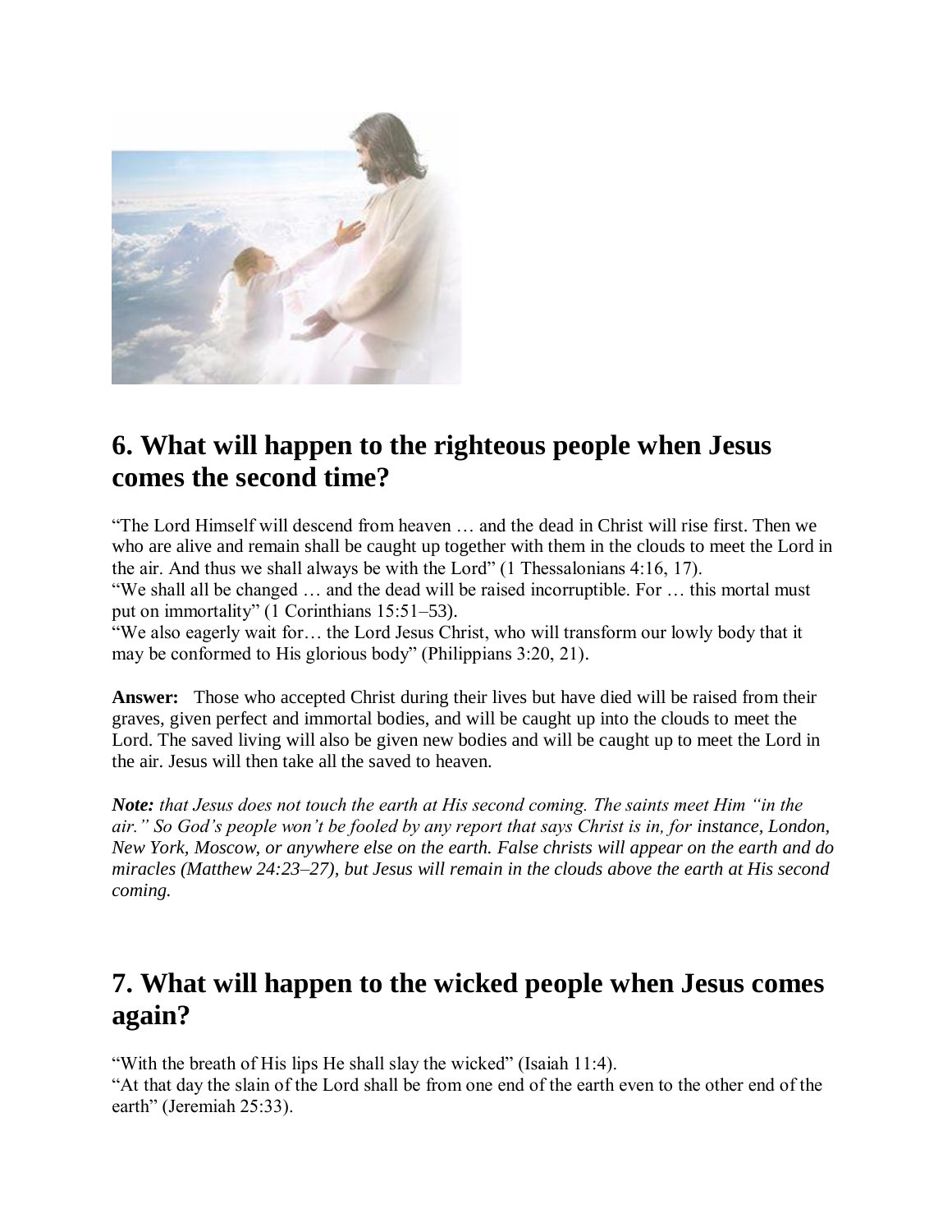## 6. What will happen to the righteous people when Jesus comes the second time?

"The Lord Himself will descend from heaven … and the dead in Christ will rise first. Then we who are alive and remain shall be caught up together with them in the clouds to meet the Lord in the air. And thus we shall always be with the Lord" (1 Thessalonians 4:16, 17).
"We shall all be changed … and the dead will be raised incorruptible. For … this mortal must put on immortality" (1 Corinthians 15:51–53).
"We also eagerly wait for… the Lord Jesus Christ, who will transform our lowly body that it may be conformed to His glorious body" (Philippians 3:20, 21).

**Answer:** Those who accepted Christ during their lives but have died will be raised from their graves, given perfect and immortal bodies, and will be caught up into the clouds to meet the Lord. The saved living will also be given new bodies and will be caught up to meet the Lord in the air. Jesus will then take all the saved to heaven.

***Note:*** *that Jesus does not touch the earth at His second coming. The saints meet Him "in the air." So God's people won't be fooled by any report that says Christ is in, for instance, London, New York, Moscow, or anywhere else on the earth. False christs will appear on the earth and do miracles (Matthew 24:23–27), but Jesus will remain in the clouds above the earth at His second coming.*

## 7. What will happen to the wicked people when Jesus comes again?

"With the breath of His lips He shall slay the wicked" (Isaiah 11:4).
"At that day the slain of the Lord shall be from one end of the earth even to the other end of the earth" (Jeremiah 25:33).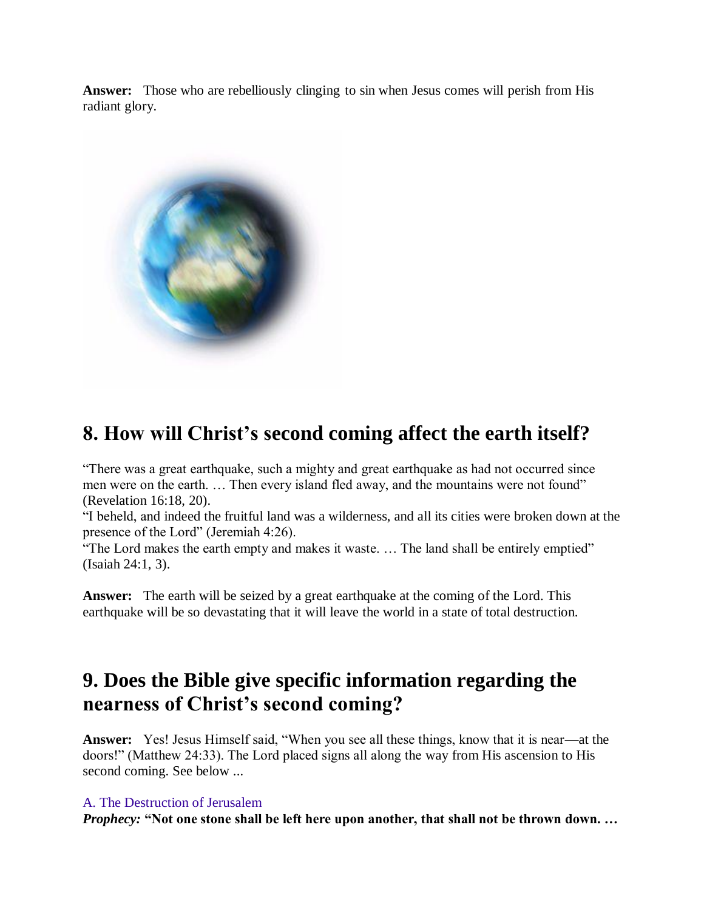**Answer:** Those who are rebelliously clinging to sin when Jesus comes will perish from His radiant glory.

## 8. How will Christ's second coming affect the earth itself?

"There was a great earthquake, such a mighty and great earthquake as had not occurred since men were on the earth. … Then every island fled away, and the mountains were not found" (Revelation 16:18, 20).
"I beheld, and indeed the fruitful land was a wilderness, and all its cities were broken down at the presence of the Lord" (Jeremiah 4:26).
"The Lord makes the earth empty and makes it waste. … The land shall be entirely emptied" (Isaiah 24:1, 3).

**Answer:** The earth will be seized by a great earthquake at the coming of the Lord. This earthquake will be so devastating that it will leave the world in a state of total destruction.

## 9. Does the Bible give specific information regarding the nearness of Christ's second coming?

**Answer:** Yes! Jesus Himself said, "When you see all these things, know that it is near—at the doors!" (Matthew 24:33). The Lord placed signs all along the way from His ascension to His second coming. See below ...

A. The Destruction of Jerusalem

***Prophecy:*** **"Not one stone shall be left here upon another, that shall not be thrown down. …**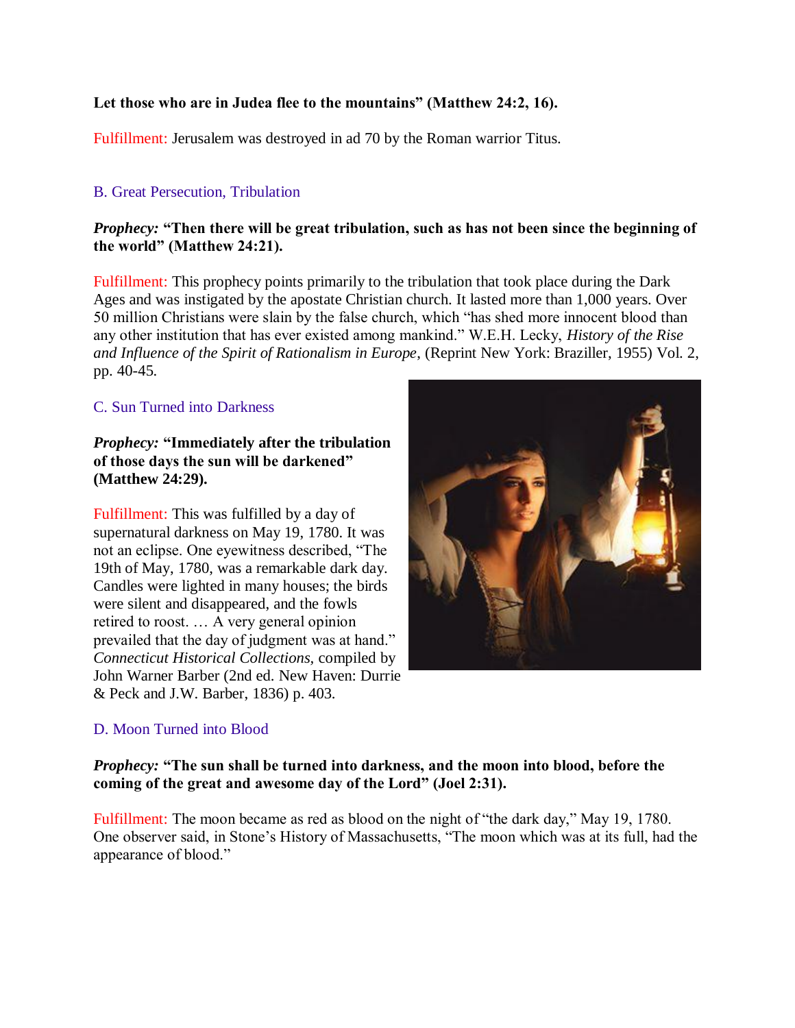**Let those who are in Judea flee to the mountains" (Matthew 24:2, 16).**

Fulfillment: Jerusalem was destroyed in ad 70 by the Roman warrior Titus.

## B. Great Persecution, Tribulation

***Prophecy:* "Then there will be great tribulation, such as has not been since the beginning of the world" (Matthew 24:21).**

Fulfillment: This prophecy points primarily to the tribulation that took place during the Dark Ages and was instigated by the apostate Christian church. It lasted more than 1,000 years. Over 50 million Christians were slain by the false church, which "has shed more innocent blood than any other institution that has ever existed among mankind." W.E.H. Lecky, *History of the Rise and Influence of the Spirit of Rationalism in Europe*, (Reprint New York: Braziller, 1955) Vol. 2, pp. 40-45.

## C. Sun Turned into Darkness

***Prophecy:* "Immediately after the tribulation of those days the sun will be darkened" (Matthew 24:29).**

Fulfillment: This was fulfilled by a day of supernatural darkness on May 19, 1780. It was not an eclipse. One eyewitness described, "The 19th of May, 1780, was a remarkable dark day. Candles were lighted in many houses; the birds were silent and disappeared, and the fowls retired to roost. … A very general opinion prevailed that the day of judgment was at hand." *Connecticut Historical Collections*, compiled by John Warner Barber (2nd ed. New Haven: Durrie & Peck and J.W. Barber, 1836) p. 403.

## D. Moon Turned into Blood

***Prophecy:* "The sun shall be turned into darkness, and the moon into blood, before the coming of the great and awesome day of the Lord" (Joel 2:31).**

Fulfillment: The moon became as red as blood on the night of "the dark day," May 19, 1780. One observer said, in Stone's History of Massachusetts, "The moon which was at its full, had the appearance of blood."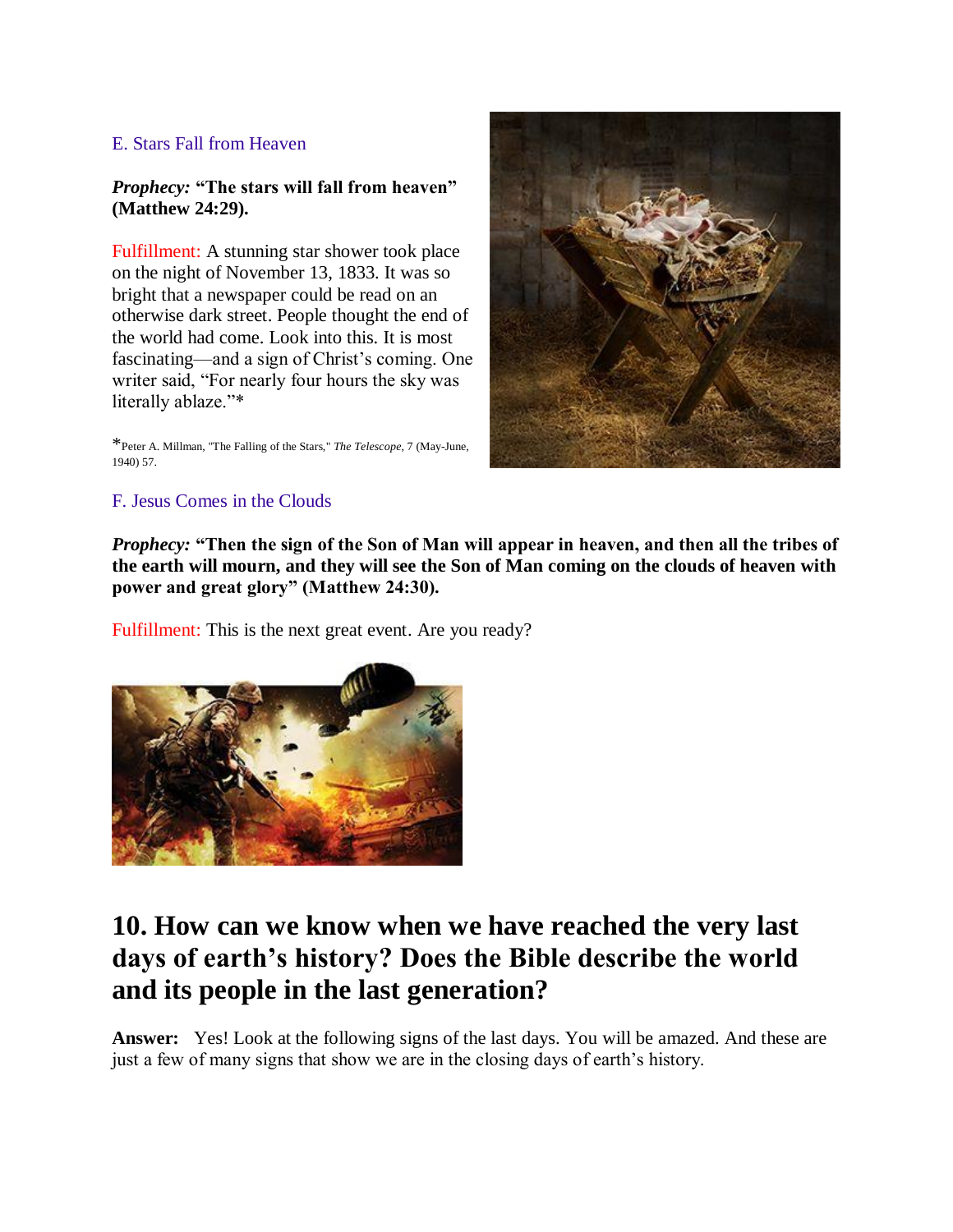E. Stars Fall from Heaven

***Prophecy:*** **"The stars will fall from heaven" (Matthew 24:29).**

Fulfillment: A stunning star shower took place on the night of November 13, 1833. It was so bright that a newspaper could be read on an otherwise dark street. People thought the end of the world had come. Look into this. It is most fascinating—and a sign of Christ's coming. One writer said, "For nearly four hours the sky was literally ablaze."*

*Peter A. Millman, "The Falling of the Stars," *The Telescope*, 7 (May-June, 1940) 57.

F. Jesus Comes in the Clouds

***Prophecy:*** **"Then the sign of the Son of Man will appear in heaven, and then all the tribes of the earth will mourn, and they will see the Son of Man coming on the clouds of heaven with power and great glory" (Matthew 24:30).**

Fulfillment: This is the next great event. Are you ready?

# 10. How can we know when we have reached the very last days of earth's history? Does the Bible describe the world and its people in the last generation?

**Answer:** Yes! Look at the following signs of the last days. You will be amazed. And these are just a few of many signs that show we are in the closing days of earth's history.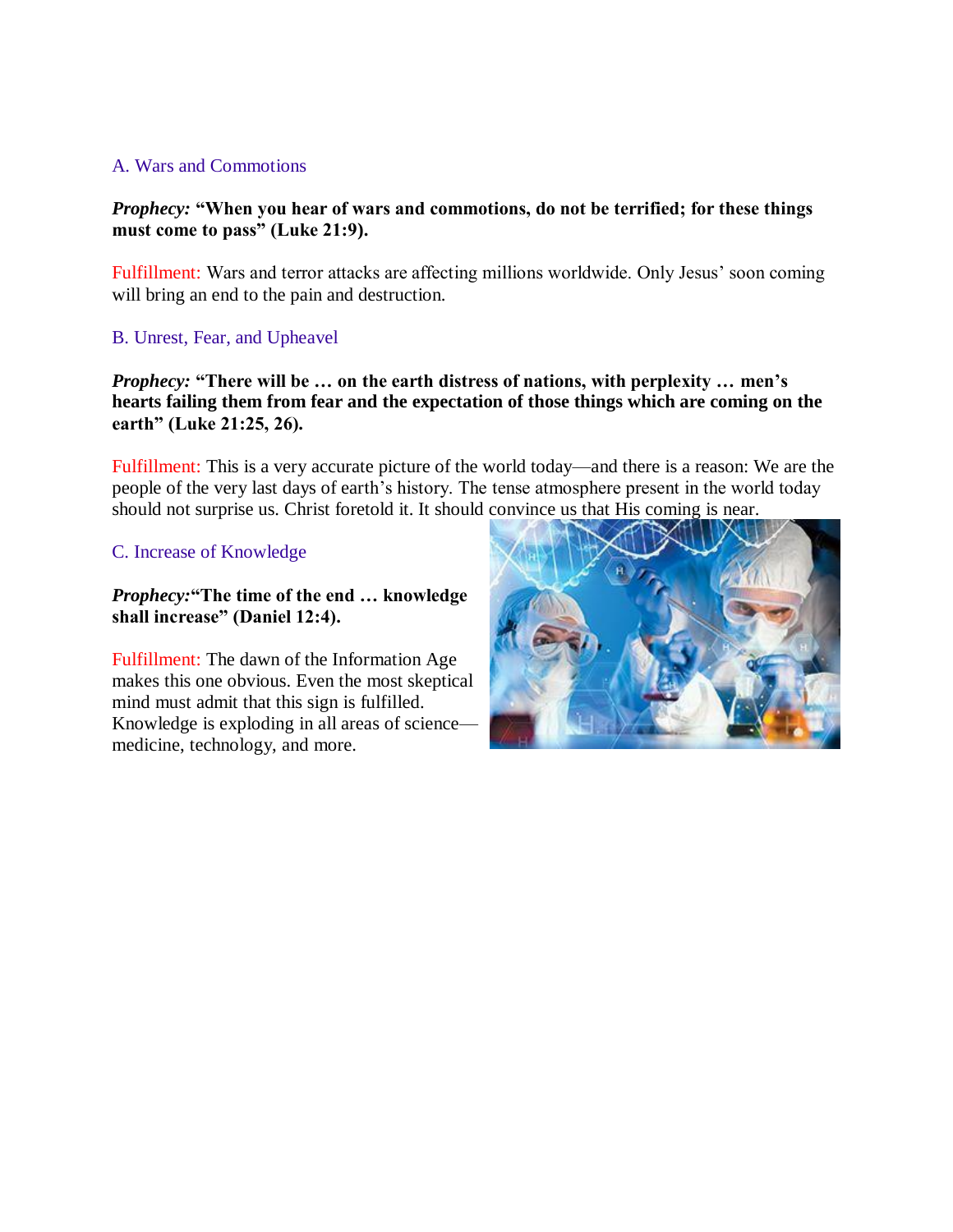## A. Wars and Commotions

***Prophecy:* "When you hear of wars and commotions, do not be terrified; for these things must come to pass" (Luke 21:9).**

Fulfillment: Wars and terror attacks are affecting millions worldwide. Only Jesus' soon coming will bring an end to the pain and destruction.

## B. Unrest, Fear, and Upheaval

***Prophecy:* "There will be … on the earth distress of nations, with perplexity … men's hearts failing them from fear and the expectation of those things which are coming on the earth" (Luke 21:25, 26).**

Fulfillment: This is a very accurate picture of the world today—and there is a reason: We are the people of the very last days of earth's history. The tense atmosphere present in the world today should not surprise us. Christ foretold it. It should convince us that His coming is near.

## C. Increase of Knowledge

***Prophecy:* "The time of the end … knowledge shall increase" (Daniel 12:4).**

Fulfillment: The dawn of the Information Age makes this one obvious. Even the most skeptical mind must admit that this sign is fulfilled. Knowledge is exploding in all areas of science—medicine, technology, and more.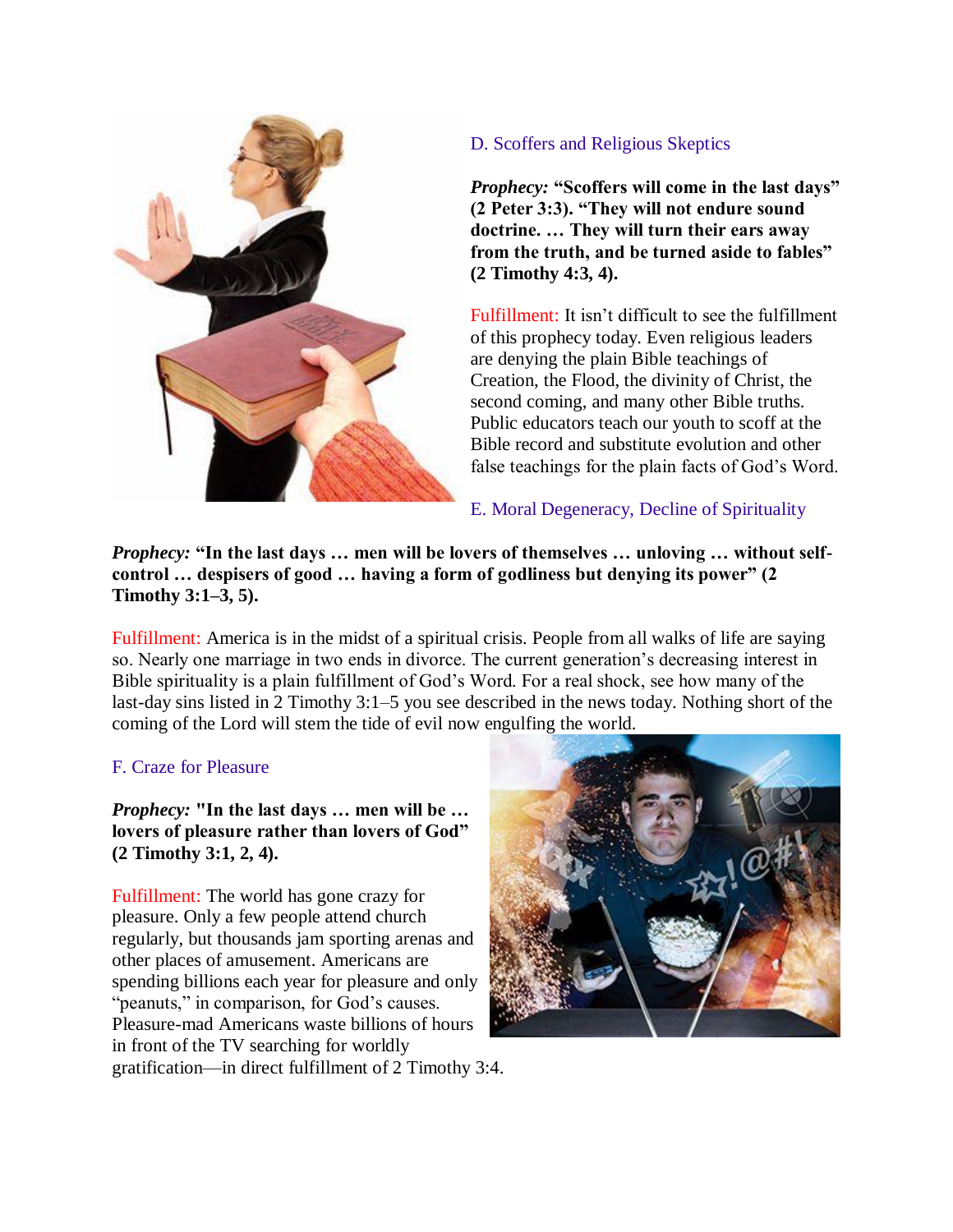## D. Scoffers and Religious Skeptics

***Prophecy:* “Scoffers will come in the last days” (2 Peter 3:3). “They will not endure sound doctrine. … They will turn their ears away from the truth, and be turned aside to fables” (2 Timothy 4:3, 4).**

Fulfillment: It isn’t difficult to see the fulfillment of this prophecy today. Even religious leaders are denying the plain Bible teachings of Creation, the Flood, the divinity of Christ, the second coming, and many other Bible truths. Public educators teach our youth to scoff at the Bible record and substitute evolution and other false teachings for the plain facts of God’s Word.

## E. Moral Degeneracy, Decline of Spirituality

***Prophecy:* “In the last days … men will be lovers of themselves … unloving … without self-control … despisers of good … having a form of godliness but denying its power” (2 Timothy 3:1–3, 5).**

Fulfillment: America is in the midst of a spiritual crisis. People from all walks of life are saying so. Nearly one marriage in two ends in divorce. The current generation’s decreasing interest in Bible spirituality is a plain fulfillment of God’s Word. For a real shock, see how many of the last-day sins listed in 2 Timothy 3:1–5 you see described in the news today. Nothing short of the coming of the Lord will stem the tide of evil now engulfing the world.

## F. Craze for Pleasure

***Prophecy:* "In the last days … men will be … lovers of pleasure rather than lovers of God” (2 Timothy 3:1, 2, 4).**

Fulfillment: The world has gone crazy for pleasure. Only a few people attend church regularly, but thousands jam sporting arenas and other places of amusement. Americans are spending billions each year for pleasure and only “peanuts,” in comparison, for God’s causes. Pleasure-mad Americans waste billions of hours in front of the TV searching for worldly gratification—in direct fulfillment of 2 Timothy 3:4.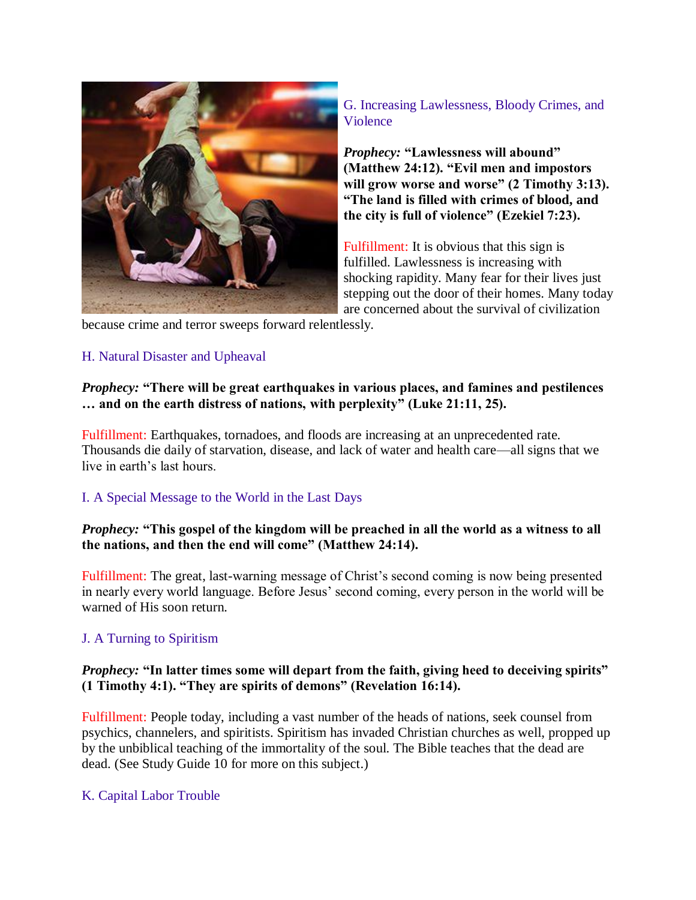G. Increasing Lawlessness, Bloody Crimes, and Violence

***Prophecy:* "Lawlessness will abound" (Matthew 24:12). "Evil men and impostors will grow worse and worse" (2 Timothy 3:13). "The land is filled with crimes of blood, and the city is full of violence" (Ezekiel 7:23).**

Fulfillment: It is obvious that this sign is fulfilled. Lawlessness is increasing with shocking rapidity. Many fear for their lives just stepping out the door of their homes. Many today are concerned about the survival of civilization because crime and terror sweeps forward relentlessly.

H. Natural Disaster and Upheaval

***Prophecy:* "There will be great earthquakes in various places, and famines and pestilences … and on the earth distress of nations, with perplexity" (Luke 21:11, 25).**

Fulfillment: Earthquakes, tornadoes, and floods are increasing at an unprecedented rate. Thousands die daily of starvation, disease, and lack of water and health care—all signs that we live in earth's last hours.

I. A Special Message to the World in the Last Days

***Prophecy:* "This gospel of the kingdom will be preached in all the world as a witness to all the nations, and then the end will come" (Matthew 24:14).**

Fulfillment: The great, last-warning message of Christ's second coming is now being presented in nearly every world language. Before Jesus' second coming, every person in the world will be warned of His soon return.

J. A Turning to Spiritism

***Prophecy:* "In latter times some will depart from the faith, giving heed to deceiving spirits" (1 Timothy 4:1). "They are spirits of demons" (Revelation 16:14).**

Fulfillment: People today, including a vast number of the heads of nations, seek counsel from psychics, channelers, and spiritists. Spiritism has invaded Christian churches as well, propped up by the unbiblical teaching of the immortality of the soul. The Bible teaches that the dead are dead. (See Study Guide 10 for more on this subject.)

K. Capital Labor Trouble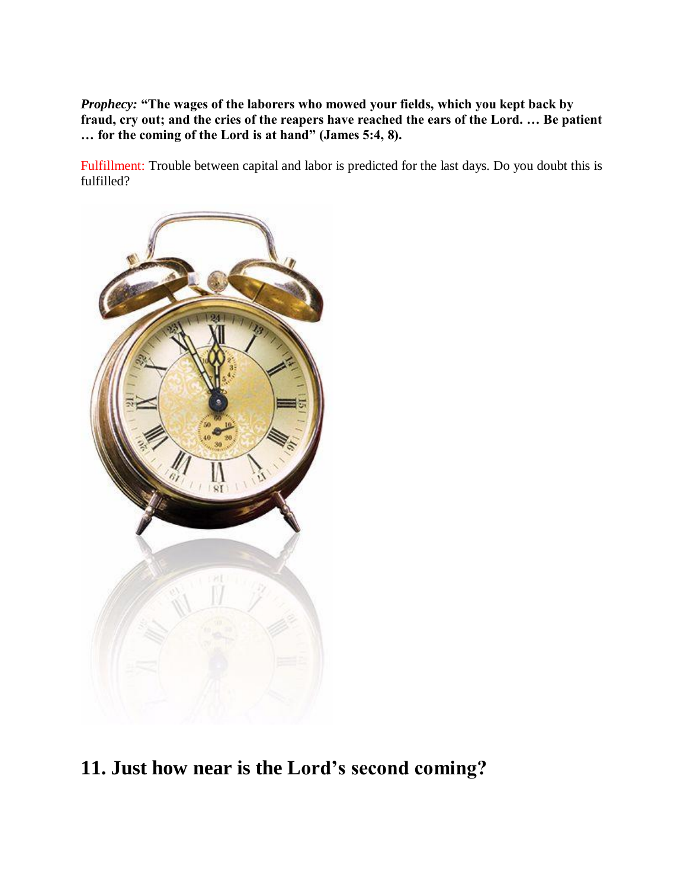***Prophecy:*** **"The wages of the laborers who mowed your fields, which you kept back by fraud, cry out; and the cries of the reapers have reached the ears of the Lord. … Be patient … for the coming of the Lord is at hand" (James 5:4, 8).**

Fulfillment: Trouble between capital and labor is predicted for the last days. Do you doubt this is fulfilled?

## 11. Just how near is the Lord's second coming?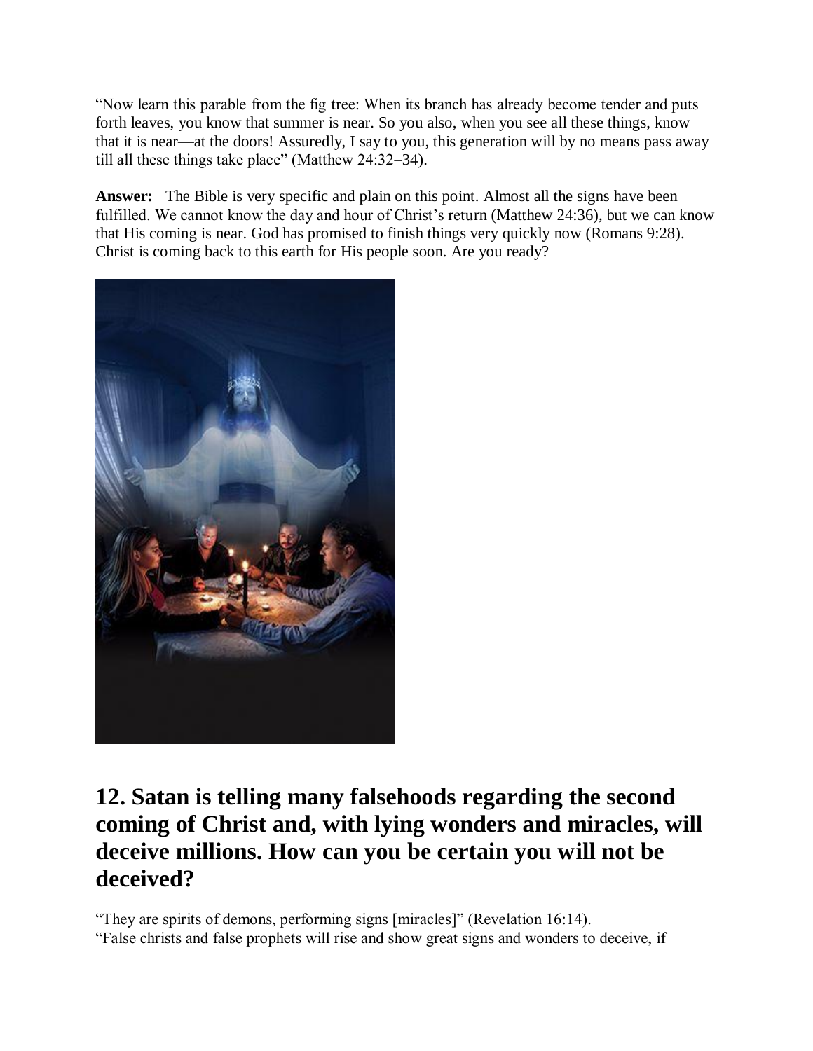"Now learn this parable from the fig tree: When its branch has already become tender and puts forth leaves, you know that summer is near. So you also, when you see all these things, know that it is near—at the doors! Assuredly, I say to you, this generation will by no means pass away till all these things take place" (Matthew 24:32–34).

**Answer:** The Bible is very specific and plain on this point. Almost all the signs have been fulfilled. We cannot know the day and hour of Christ's return (Matthew 24:36), but we can know that His coming is near. God has promised to finish things very quickly now (Romans 9:28). Christ is coming back to this earth for His people soon. Are you ready?

## 12. Satan is telling many falsehoods regarding the second coming of Christ and, with lying wonders and miracles, will deceive millions. How can you be certain you will not be deceived?

"They are spirits of demons, performing signs [miracles]" (Revelation 16:14).
"False christs and false prophets will rise and show great signs and wonders to deceive, if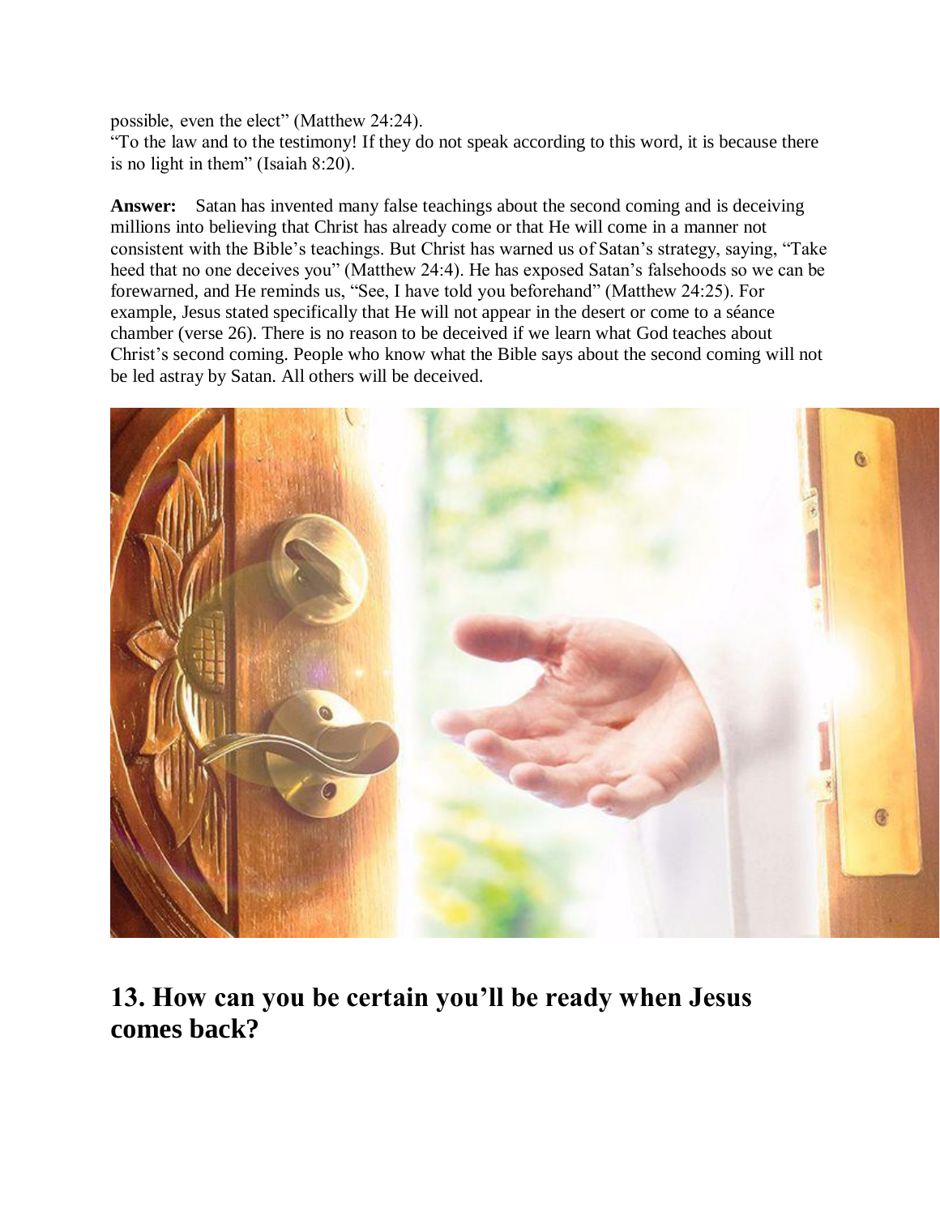possible, even the elect" (Matthew 24:24).
"To the law and to the testimony! If they do not speak according to this word, it is because there is no light in them" (Isaiah 8:20).

**Answer:** Satan has invented many false teachings about the second coming and is deceiving millions into believing that Christ has already come or that He will come in a manner not consistent with the Bible's teachings. But Christ has warned us of Satan's strategy, saying, "Take heed that no one deceives you" (Matthew 24:4). He has exposed Satan's falsehoods so we can be forewarned, and He reminds us, "See, I have told you beforehand" (Matthew 24:25). For example, Jesus stated specifically that He will not appear in the desert or come to a séance chamber (verse 26). There is no reason to be deceived if we learn what God teaches about Christ's second coming. People who know what the Bible says about the second coming will not be led astray by Satan. All others will be deceived.

## 13. How can you be certain you'll be ready when Jesus comes back?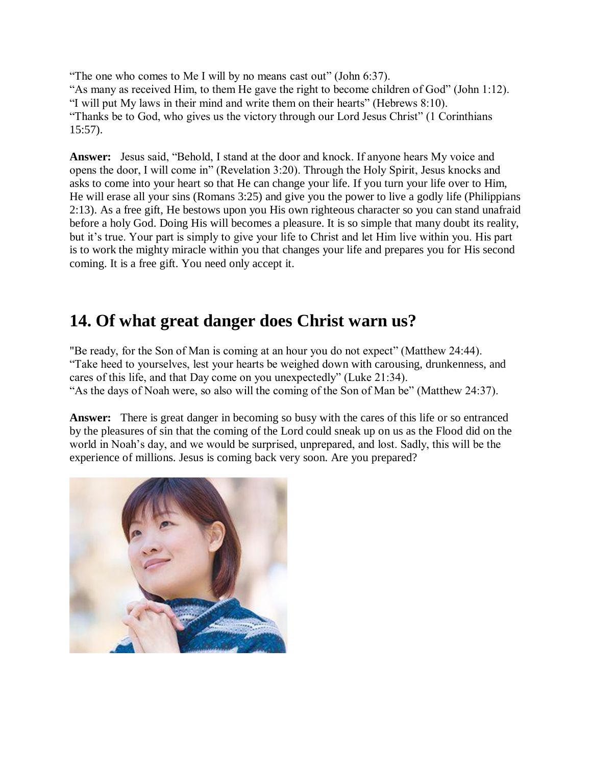“The one who comes to Me I will by no means cast out” (John 6:37).
“As many as received Him, to them He gave the right to become children of God” (John 1:12).
“I will put My laws in their mind and write them on their hearts” (Hebrews 8:10).
“Thanks be to God, who gives us the victory through our Lord Jesus Christ” (1 Corinthians 15:57).

**Answer:** Jesus said, “Behold, I stand at the door and knock. If anyone hears My voice and opens the door, I will come in” (Revelation 3:20). Through the Holy Spirit, Jesus knocks and asks to come into your heart so that He can change your life. If you turn your life over to Him, He will erase all your sins (Romans 3:25) and give you the power to live a godly life (Philippians 2:13). As a free gift, He bestows upon you His own righteous character so you can stand unafraid before a holy God. Doing His will becomes a pleasure. It is so simple that many doubt its reality, but it’s true. Your part is simply to give your life to Christ and let Him live within you. His part is to work the mighty miracle within you that changes your life and prepares you for His second coming. It is a free gift. You need only accept it.

## 14. Of what great danger does Christ warn us?

"Be ready, for the Son of Man is coming at an hour you do not expect” (Matthew 24:44).
“Take heed to yourselves, lest your hearts be weighed down with carousing, drunkenness, and cares of this life, and that Day come on you unexpectedly” (Luke 21:34).
“As the days of Noah were, so also will the coming of the Son of Man be” (Matthew 24:37).

**Answer:** There is great danger in becoming so busy with the cares of this life or so entranced by the pleasures of sin that the coming of the Lord could sneak up on us as the Flood did on the world in Noah’s day, and we would be surprised, unprepared, and lost. Sadly, this will be the experience of millions. Jesus is coming back very soon. Are you prepared?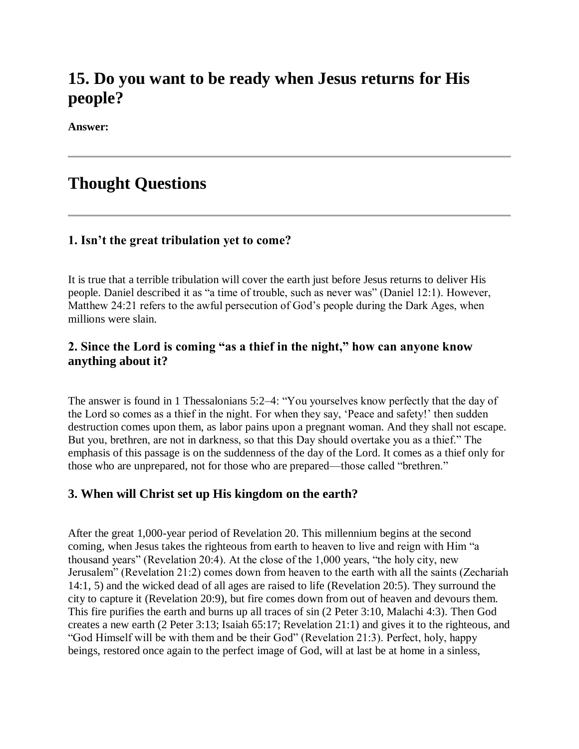## 15. Do you want to be ready when Jesus returns for His people?

**Answer:**

---

## Thought Questions

---

### 1. Isn't the great tribulation yet to come?

It is true that a terrible tribulation will cover the earth just before Jesus returns to deliver His people. Daniel described it as "a time of trouble, such as never was" (Daniel 12:1). However, Matthew 24:21 refers to the awful persecution of God's people during the Dark Ages, when millions were slain.

### 2. Since the Lord is coming "as a thief in the night," how can anyone know anything about it?

The answer is found in 1 Thessalonians 5:2–4: "You yourselves know perfectly that the day of the Lord so comes as a thief in the night. For when they say, 'Peace and safety!' then sudden destruction comes upon them, as labor pains upon a pregnant woman. And they shall not escape. But you, brethren, are not in darkness, so that this Day should overtake you as a thief." The emphasis of this passage is on the suddenness of the day of the Lord. It comes as a thief only for those who are unprepared, not for those who are prepared—those called "brethren."

### 3. When will Christ set up His kingdom on the earth?

After the great 1,000-year period of Revelation 20. This millennium begins at the second coming, when Jesus takes the righteous from earth to heaven to live and reign with Him "a thousand years" (Revelation 20:4). At the close of the 1,000 years, "the holy city, new Jerusalem" (Revelation 21:2) comes down from heaven to the earth with all the saints (Zechariah 14:1, 5) and the wicked dead of all ages are raised to life (Revelation 20:5). They surround the city to capture it (Revelation 20:9), but fire comes down from out of heaven and devours them. This fire purifies the earth and burns up all traces of sin (2 Peter 3:10, Malachi 4:3). Then God creates a new earth (2 Peter 3:13; Isaiah 65:17; Revelation 21:1) and gives it to the righteous, and "God Himself will be with them and be their God" (Revelation 21:3). Perfect, holy, happy beings, restored once again to the perfect image of God, will at last be at home in a sinless,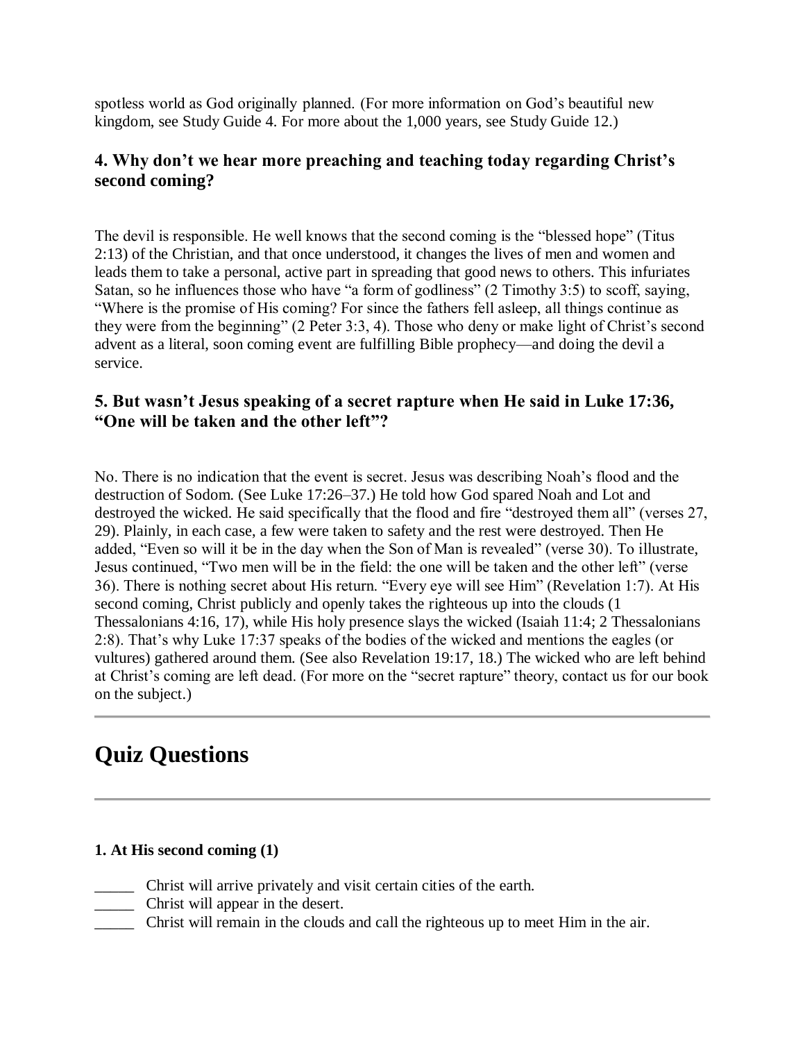spotless world as God originally planned. (For more information on God's beautiful new kingdom, see Study Guide 4. For more about the 1,000 years, see Study Guide 12.)

### 4. Why don't we hear more preaching and teaching today regarding Christ's second coming?

The devil is responsible. He well knows that the second coming is the "blessed hope" (Titus 2:13) of the Christian, and that once understood, it changes the lives of men and women and leads them to take a personal, active part in spreading that good news to others. This infuriates Satan, so he influences those who have "a form of godliness" (2 Timothy 3:5) to scoff, saying, "Where is the promise of His coming? For since the fathers fell asleep, all things continue as they were from the beginning" (2 Peter 3:3, 4). Those who deny or make light of Christ's second advent as a literal, soon coming event are fulfilling Bible prophecy—and doing the devil a service.

### 5. But wasn't Jesus speaking of a secret rapture when He said in Luke 17:36, "One will be taken and the other left"?

No. There is no indication that the event is secret. Jesus was describing Noah's flood and the destruction of Sodom. (See Luke 17:26–37.) He told how God spared Noah and Lot and destroyed the wicked. He said specifically that the flood and fire "destroyed them all" (verses 27, 29). Plainly, in each case, a few were taken to safety and the rest were destroyed. Then He added, "Even so will it be in the day when the Son of Man is revealed" (verse 30). To illustrate, Jesus continued, "Two men will be in the field: the one will be taken and the other left" (verse 36). There is nothing secret about His return. "Every eye will see Him" (Revelation 1:7). At His second coming, Christ publicly and openly takes the righteous up into the clouds (1 Thessalonians 4:16, 17), while His holy presence slays the wicked (Isaiah 11:4; 2 Thessalonians 2:8). That's why Luke 17:37 speaks of the bodies of the wicked and mentions the eagles (or vultures) gathered around them. (See also Revelation 19:17, 18.) The wicked who are left behind at Christ's coming are left dead. (For more on the "secret rapture" theory, contact us for our book on the subject.)

---

# Quiz Questions

---

#### 1. At His second coming (1)

_____ Christ will arrive privately and visit certain cities of the earth.
_____ Christ will appear in the desert.
_____ Christ will remain in the clouds and call the righteous up to meet Him in the air.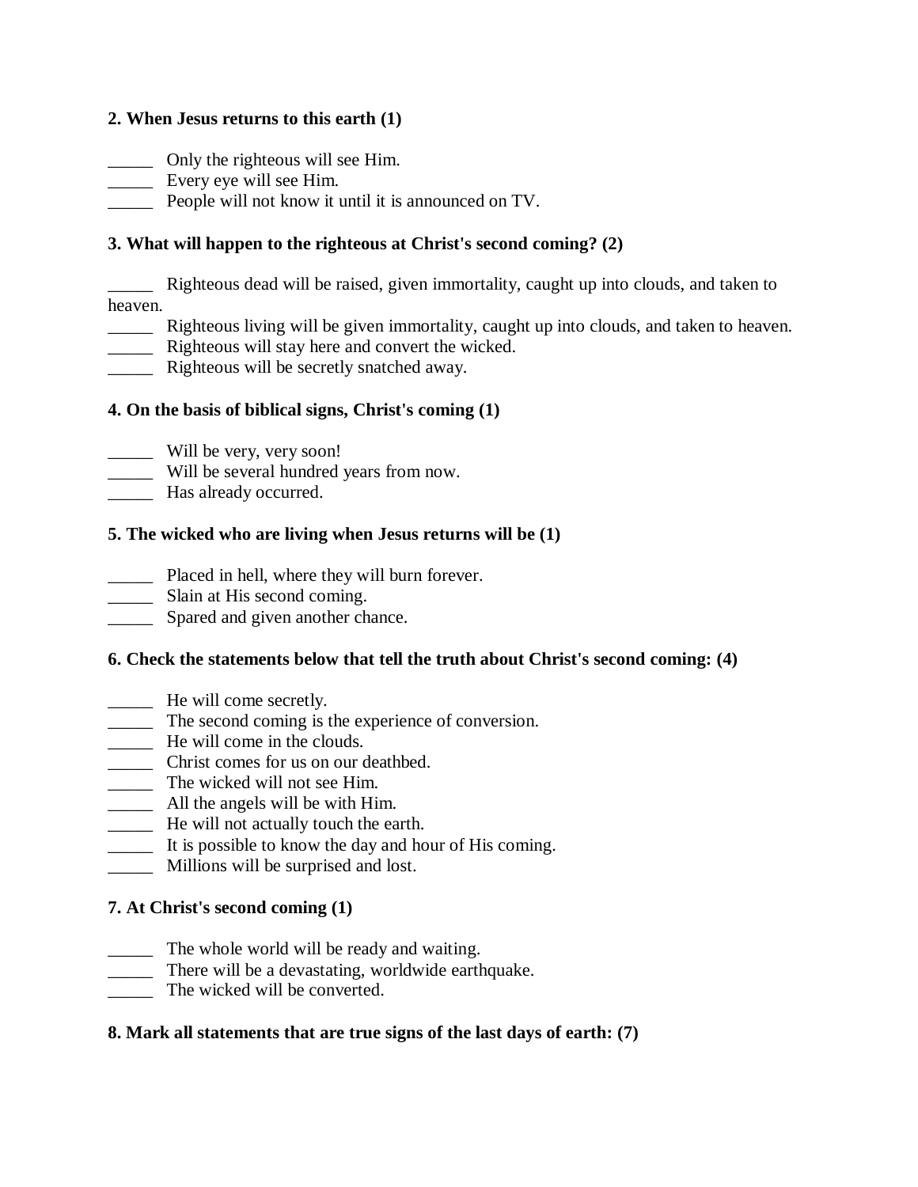**2. When Jesus returns to this earth (1)**

_____ Only the righteous will see Him.
_____ Every eye will see Him.
_____ People will not know it until it is announced on TV.

**3. What will happen to the righteous at Christ's second coming? (2)**

_____ Righteous dead will be raised, given immortality, caught up into clouds, and taken to heaven.
_____ Righteous living will be given immortality, caught up into clouds, and taken to heaven.
_____ Righteous will stay here and convert the wicked.
_____ Righteous will be secretly snatched away.

**4. On the basis of biblical signs, Christ's coming (1)**

_____ Will be very, very soon!
_____ Will be several hundred years from now.
_____ Has already occurred.

**5. The wicked who are living when Jesus returns will be (1)**

_____ Placed in hell, where they will burn forever.
_____ Slain at His second coming.
_____ Spared and given another chance.

**6. Check the statements below that tell the truth about Christ's second coming: (4)**

_____ He will come secretly.
_____ The second coming is the experience of conversion.
_____ He will come in the clouds.
_____ Christ comes for us on our deathbed.
_____ The wicked will not see Him.
_____ All the angels will be with Him.
_____ He will not actually touch the earth.
_____ It is possible to know the day and hour of His coming.
_____ Millions will be surprised and lost.

**7. At Christ's second coming (1)**

_____ The whole world will be ready and waiting.
_____ There will be a devastating, worldwide earthquake.
_____ The wicked will be converted.

**8. Mark all statements that are true signs of the last days of earth: (7)**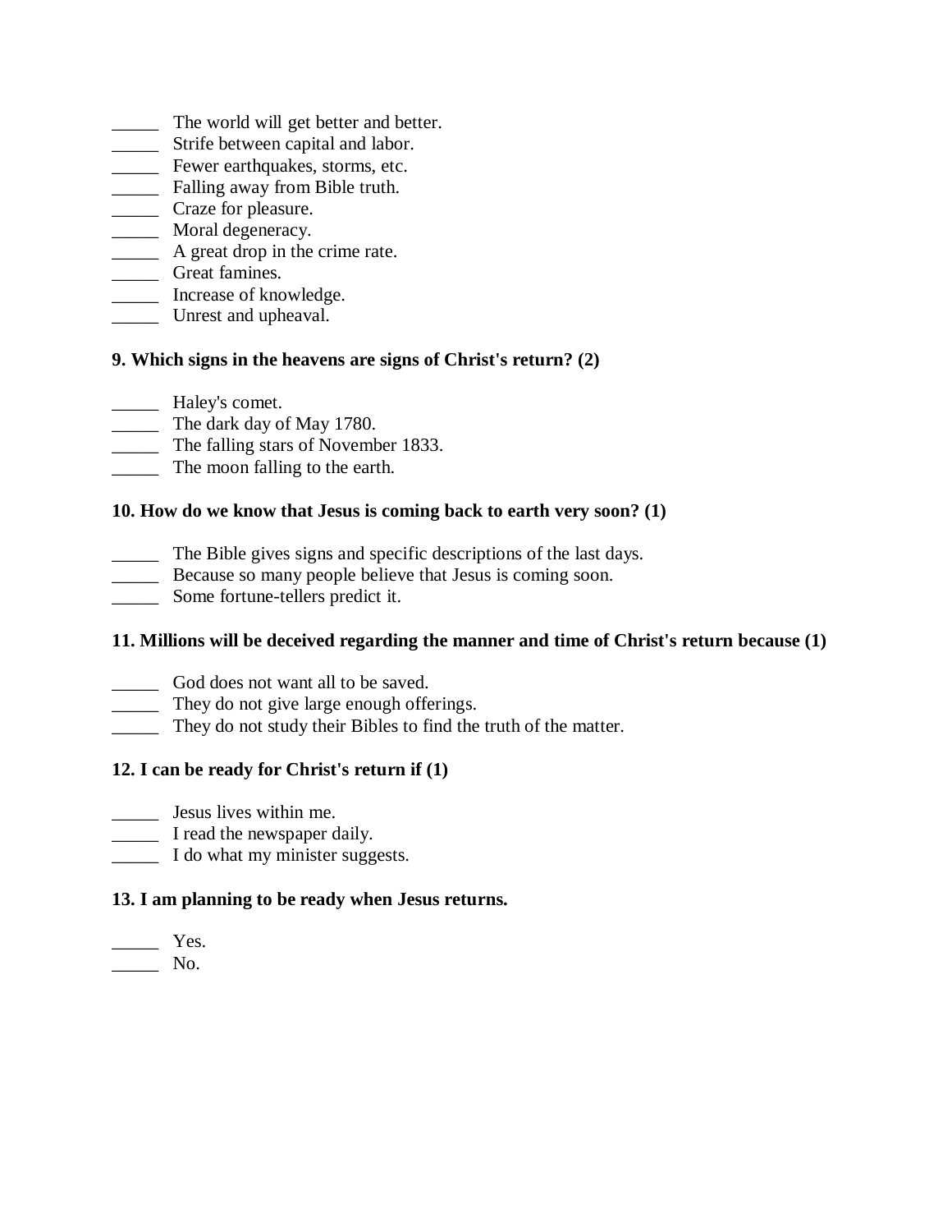_____ The world will get better and better.
_____ Strife between capital and labor.
_____ Fewer earthquakes, storms, etc.
_____ Falling away from Bible truth.
_____ Craze for pleasure.
_____ Moral degeneracy.
_____ A great drop in the crime rate.
_____ Great famines.
_____ Increase of knowledge.
_____ Unrest and upheaval.

**9. Which signs in the heavens are signs of Christ's return? (2)**

_____ Haley's comet.
_____ The dark day of May 1780.
_____ The falling stars of November 1833.
_____ The moon falling to the earth.

**10. How do we know that Jesus is coming back to earth very soon? (1)**

_____ The Bible gives signs and specific descriptions of the last days.
_____ Because so many people believe that Jesus is coming soon.
_____ Some fortune-tellers predict it.

**11. Millions will be deceived regarding the manner and time of Christ's return because (1)**

_____ God does not want all to be saved.
_____ They do not give large enough offerings.
_____ They do not study their Bibles to find the truth of the matter.

**12. I can be ready for Christ's return if (1)**

_____ Jesus lives within me.
_____ I read the newspaper daily.
_____ I do what my minister suggests.

**13. I am planning to be ready when Jesus returns.**

_____ Yes.
_____ No.